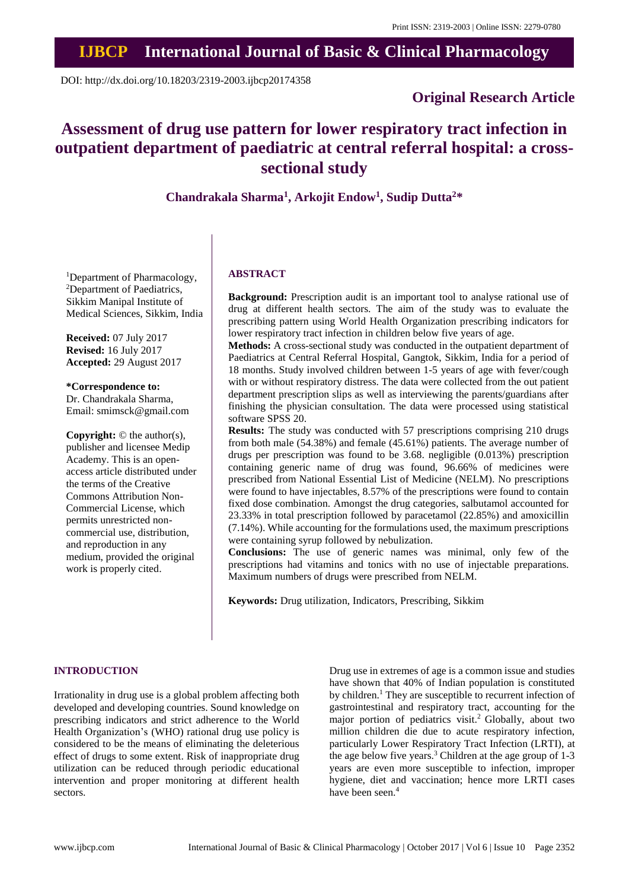# IJBCP International Journal of Basic & Clinical Pharmacology

Print ISSN: 2319-2003 | Online ISSN: 2279-0780

DOI: http://dx.doi.org/10.18203/2319-2003.ijbcp20174358

**Original Research Article**

# Assessment of drug use pattern for lower respiratory tract infection in outpatient department of paediatric at central referral hospital: a cross-sectional study

**Chandrakala Sharma[1], Arkojit Endow[1], Sudip Dutta[2]***

[1]Department of Pharmacology, [2]Department of Paediatrics, Sikkim Manipal Institute of Medical Sciences, Sikkim, India

**Received:** 07 July 2017
**Revised:** 16 July 2017
**Accepted:** 29 August 2017

**\*Correspondence to:**
Dr. Chandrakala Sharma,
Email: smimsck@gmail.com

**Copyright:** © the author(s), publisher and licensee Medip Academy. This is an open-access article distributed under the terms of the Creative Commons Attribution Non-Commercial License, which permits unrestricted non-commercial use, distribution, and reproduction in any medium, provided the original work is properly cited.

## ABSTRACT

**Background:** Prescription audit is an important tool to analyse rational use of drug at different health sectors. The aim of the study was to evaluate the prescribing pattern using World Health Organization prescribing indicators for lower respiratory tract infection in children below five years of age.

**Methods:** A cross-sectional study was conducted in the outpatient department of Paediatrics at Central Referral Hospital, Gangtok, Sikkim, India for a period of 18 months. Study involved children between 1-5 years of age with fever/cough with or without respiratory distress. The data were collected from the out patient department prescription slips as well as interviewing the parents/guardians after finishing the physician consultation. The data were processed using statistical software SPSS 20.

**Results:** The study was conducted with 57 prescriptions comprising 210 drugs from both male (54.38%) and female (45.61%) patients. The average number of drugs per prescription was found to be 3.68. negligible (0.013%) prescription containing generic name of drug was found, 96.66% of medicines were prescribed from National Essential List of Medicine (NELM). No prescriptions were found to have injectables, 8.57% of the prescriptions were found to contain fixed dose combination. Amongst the drug categories, salbutamol accounted for 23.33% in total prescription followed by paracetamol (22.85%) and amoxicillin (7.14%). While accounting for the formulations used, the maximum prescriptions were containing syrup followed by nebulization.

**Conclusions:** The use of generic names was minimal, only few of the prescriptions had vitamins and tonics with no use of injectable preparations. Maximum numbers of drugs were prescribed from NELM.

**Keywords:** Drug utilization, Indicators, Prescribing, Sikkim

## INTRODUCTION

Irrationality in drug use is a global problem affecting both developed and developing countries. Sound knowledge on prescribing indicators and strict adherence to the World Health Organization's (WHO) rational drug use policy is considered to be the means of eliminating the deleterious effect of drugs to some extent. Risk of inappropriate drug utilization can be reduced through periodic educational intervention and proper monitoring at different health sectors.

Drug use in extremes of age is a common issue and studies have shown that 40% of Indian population is constituted by children.[1] They are susceptible to recurrent infection of gastrointestinal and respiratory tract, accounting for the major portion of pediatrics visit.[2] Globally, about two million children die due to acute respiratory infection, particularly Lower Respiratory Tract Infection (LRTI), at the age below five years.[3] Children at the age group of 1-3 years are even more susceptible to infection, improper hygiene, diet and vaccination; hence more LRTI cases have been seen.[4]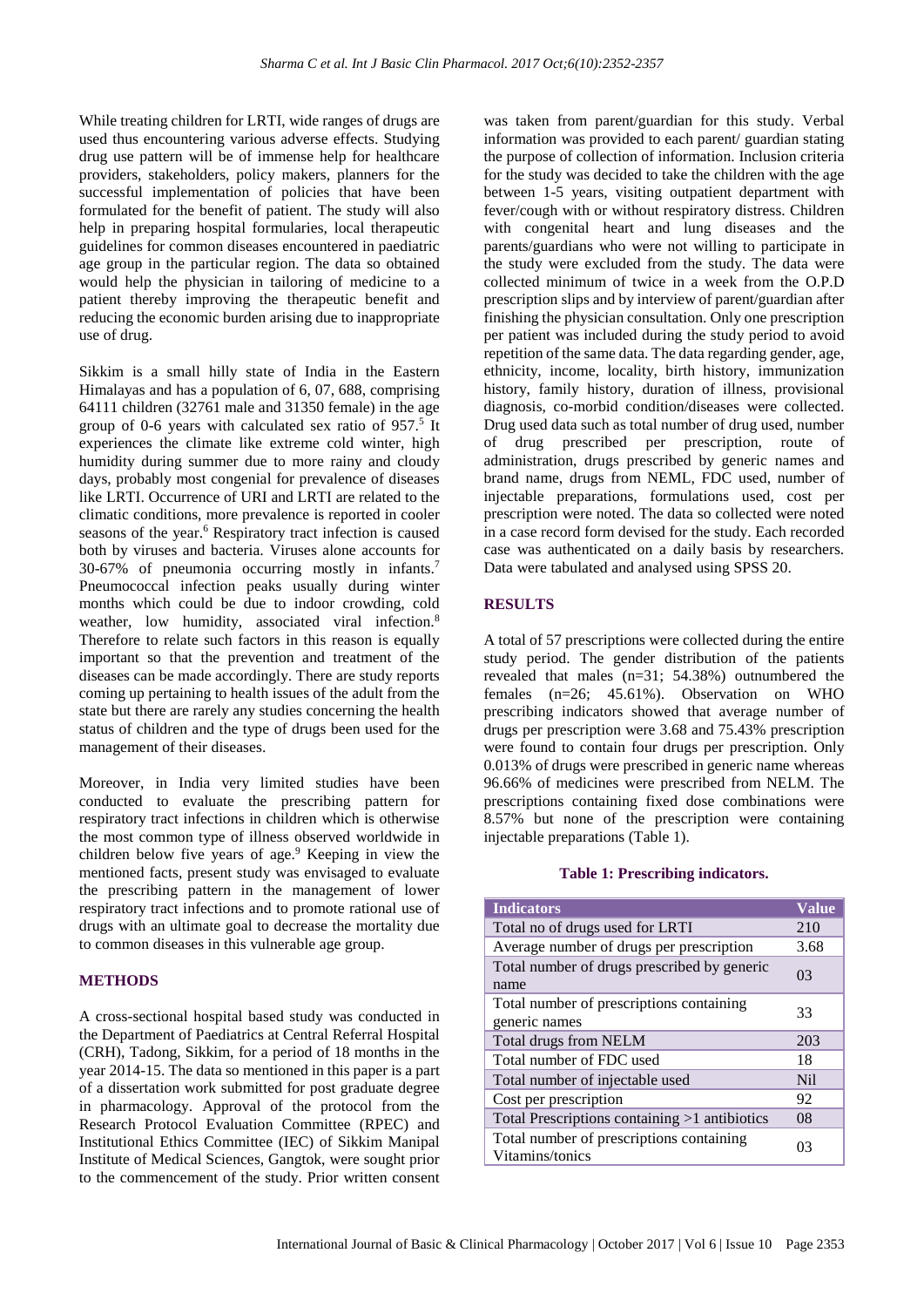While treating children for LRTI, wide ranges of drugs are used thus encountering various adverse effects. Studying drug use pattern will be of immense help for healthcare providers, stakeholders, policy makers, planners for the successful implementation of policies that have been formulated for the benefit of patient. The study will also help in preparing hospital formularies, local therapeutic guidelines for common diseases encountered in paediatric age group in the particular region. The data so obtained would help the physician in tailoring of medicine to a patient thereby improving the therapeutic benefit and reducing the economic burden arising due to inappropriate use of drug.

Sikkim is a small hilly state of India in the Eastern Himalayas and has a population of 6, 07, 688, comprising 64111 children (32761 male and 31350 female) in the age group of 0-6 years with calculated sex ratio of 957.[5] It experiences the climate like extreme cold winter, high humidity during summer due to more rainy and cloudy days, probably most congenial for prevalence of diseases like LRTI. Occurrence of URI and LRTI are related to the climatic conditions, more prevalence is reported in cooler seasons of the year.[6] Respiratory tract infection is caused both by viruses and bacteria. Viruses alone accounts for 30-67% of pneumonia occurring mostly in infants.[7] Pneumococcal infection peaks usually during winter months which could be due to indoor crowding, cold weather, low humidity, associated viral infection.[8] Therefore to relate such factors in this reason is equally important so that the prevention and treatment of the diseases can be made accordingly. There are study reports coming up pertaining to health issues of the adult from the state but there are rarely any studies concerning the health status of children and the type of drugs been used for the management of their diseases.

Moreover, in India very limited studies have been conducted to evaluate the prescribing pattern for respiratory tract infections in children which is otherwise the most common type of illness observed worldwide in children below five years of age.[9] Keeping in view the mentioned facts, present study was envisaged to evaluate the prescribing pattern in the management of lower respiratory tract infections and to promote rational use of drugs with an ultimate goal to decrease the mortality due to common diseases in this vulnerable age group.

## METHODS

A cross-sectional hospital based study was conducted in the Department of Paediatrics at Central Referral Hospital (CRH), Tadong, Sikkim, for a period of 18 months in the year 2014-15. The data so mentioned in this paper is a part of a dissertation work submitted for post graduate degree in pharmacology. Approval of the protocol from the Research Protocol Evaluation Committee (RPEC) and Institutional Ethics Committee (IEC) of Sikkim Manipal Institute of Medical Sciences, Gangtok, were sought prior to the commencement of the study. Prior written consent was taken from parent/guardian for this study. Verbal information was provided to each parent/ guardian stating the purpose of collection of information. Inclusion criteria for the study was decided to take the children with the age between 1-5 years, visiting outpatient department with fever/cough with or without respiratory distress. Children with congenital heart and lung diseases and the parents/guardians who were not willing to participate in the study were excluded from the study. The data were collected minimum of twice in a week from the O.P.D prescription slips and by interview of parent/guardian after finishing the physician consultation. Only one prescription per patient was included during the study period to avoid repetition of the same data. The data regarding gender, age, ethnicity, income, locality, birth history, immunization history, family history, duration of illness, provisional diagnosis, co-morbid condition/diseases were collected. Drug used data such as total number of drug used, number of drug prescribed per prescription, route of administration, drugs prescribed by generic names and brand name, drugs from NEML, FDC used, number of injectable preparations, formulations used, cost per prescription were noted. The data so collected were noted in a case record form devised for the study. Each recorded case was authenticated on a daily basis by researchers. Data were tabulated and analysed using SPSS 20.

## RESULTS

A total of 57 prescriptions were collected during the entire study period. The gender distribution of the patients revealed that males (n=31; 54.38%) outnumbered the females (n=26; 45.61%). Observation on WHO prescribing indicators showed that average number of drugs per prescription were 3.68 and 75.43% prescription were found to contain four drugs per prescription. Only 0.013% of drugs were prescribed in generic name whereas 96.66% of medicines were prescribed from NELM. The prescriptions containing fixed dose combinations were 8.57% but none of the prescription were containing injectable preparations (Table 1).

**Table 1: Prescribing indicators.**

| Indicators | Value |
|---|---|
| Total no of drugs used for LRTI | 210 |
| Average number of drugs per prescription | 3.68 |
| Total number of drugs prescribed by generic name | 03 |
| Total number of prescriptions containing generic names | 33 |
| Total drugs from NELM | 203 |
| Total number of FDC used | 18 |
| Total number of injectable used | Nil |
| Cost per prescription | 92 |
| Total Prescriptions containing >1 antibiotics | 08 |
| Total number of prescriptions containing Vitamins/tonics | 03 |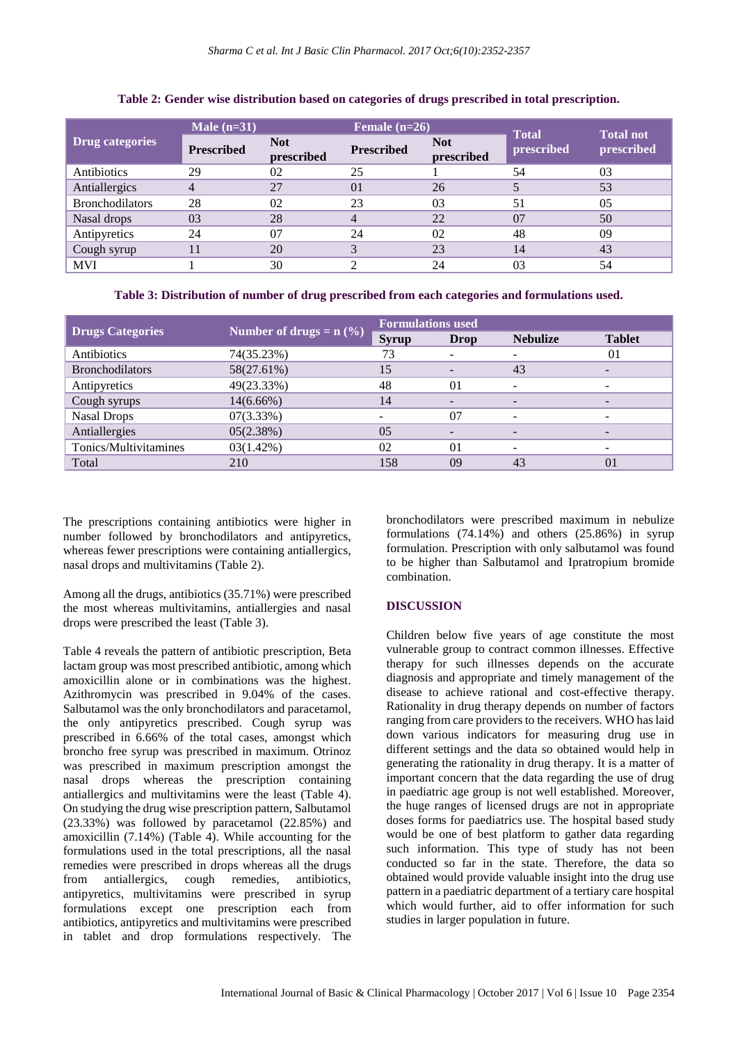**Table 2: Gender wise distribution based on categories of drugs prescribed in total prescription.**

| Drug categories | Male (n=31) | | Female (n=26) | | Total prescribed | Total not prescribed |
|---|---|---|---|---|---|---|
| | Prescribed | Not prescribed | Prescribed | Not prescribed | | |
| Antibiotics | 29 | 02 | 25 | 1 | 54 | 03 |
| Antiallergics | 4 | 27 | 01 | 26 | 5 | 53 |
| Bronchodilators | 28 | 02 | 23 | 03 | 51 | 05 |
| Nasal drops | 03 | 28 | 4 | 22 | 07 | 50 |
| Antipyretics | 24 | 07 | 24 | 02 | 48 | 09 |
| Cough syrup | 11 | 20 | 3 | 23 | 14 | 43 |
| MVI | 1 | 30 | 2 | 24 | 03 | 54 |

**Table 3: Distribution of number of drug prescribed from each categories and formulations used.**

| Drugs Categories | Number of drugs = n (%) | Formulations used | | | |
|---|---|---|---|---|---|
| | | Syrup | Drop | Nebulize | Tablet |
| Antibiotics | 74(35.23%) | 73 | - | - | 01 |
| Bronchodilators | 58(27.61%) | 15 | - | 43 | - |
| Antipyretics | 49(23.33%) | 48 | 01 | - | - |
| Cough syrups | 14(6.66%) | 14 | - | - | - |
| Nasal Drops | 07(3.33%) | - | 07 | - | - |
| Antiallergies | 05(2.38%) | 05 | - | - | - |
| Tonics/Multivitamines | 03(1.42%) | 02 | 01 | - | - |
| Total | 210 | 158 | 09 | 43 | 01 |

The prescriptions containing antibiotics were higher in number followed by bronchodilators and antipyretics, whereas fewer prescriptions were containing antiallergics, nasal drops and multivitamins (Table 2).

Among all the drugs, antibiotics (35.71%) were prescribed the most whereas multivitamins, antiallergies and nasal drops were prescribed the least (Table 3).

Table 4 reveals the pattern of antibiotic prescription, Beta lactam group was most prescribed antibiotic, among which amoxicillin alone or in combinations was the highest. Azithromycin was prescribed in 9.04% of the cases. Salbutamol was the only bronchodilators and paracetamol, the only antipyretics prescribed. Cough syrup was prescribed in 6.66% of the total cases, amongst which broncho free syrup was prescribed in maximum. Otrinoz was prescribed in maximum prescription amongst the nasal drops whereas the prescription containing antiallergics and multivitamins were the least (Table 4). On studying the drug wise prescription pattern, Salbutamol (23.33%) was followed by paracetamol (22.85%) and amoxicillin (7.14%) (Table 4). While accounting for the formulations used in the total prescriptions, all the nasal remedies were prescribed in drops whereas all the drugs from antiallergics, cough remedies, antibiotics, antipyretics, multivitamins were prescribed in syrup formulations except one prescription each from antibiotics, antipyretics and multivitamins were prescribed in tablet and drop formulations respectively. The bronchodilators were prescribed maximum in nebulize formulations (74.14%) and others (25.86%) in syrup formulation. Prescription with only salbutamol was found to be higher than Salbutamol and Ipratropium bromide combination.

## DISCUSSION

Children below five years of age constitute the most vulnerable group to contract common illnesses. Effective therapy for such illnesses depends on the accurate diagnosis and appropriate and timely management of the disease to achieve rational and cost-effective therapy. Rationality in drug therapy depends on number of factors ranging from care providers to the receivers. WHO has laid down various indicators for measuring drug use in different settings and the data so obtained would help in generating the rationality in drug therapy. It is a matter of important concern that the data regarding the use of drug in paediatric age group is not well established. Moreover, the huge ranges of licensed drugs are not in appropriate doses forms for paediatrics use. The hospital based study would be one of best platform to gather data regarding such information. This type of study has not been conducted so far in the state. Therefore, the data so obtained would provide valuable insight into the drug use pattern in a paediatric department of a tertiary care hospital which would further, aid to offer information for such studies in larger population in future.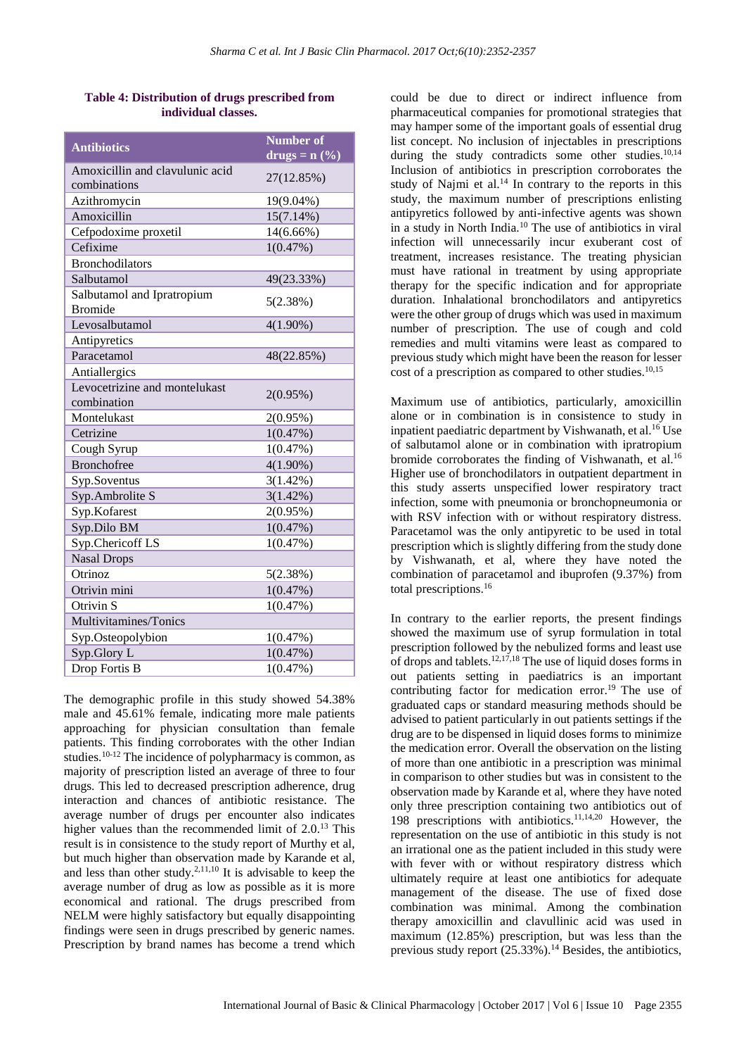**Table 4: Distribution of drugs prescribed from individual classes.**

| Antibiotics | Number of drugs = n (%) |
|---|---|
| Amoxicillin and clavulunic acid combinations | 27(12.85%) |
| Azithromycin | 19(9.04%) |
| Amoxicillin | 15(7.14%) |
| Cefpodoxime proxetil | 14(6.66%) |
| Cefixime | 1(0.47%) |
| Bronchodilators | |
| Salbutamol | 49(23.33%) |
| Salbutamol and Ipratropium Bromide | 5(2.38%) |
| Levosalbutamol | 4(1.90%) |
| Antipyretics | |
| Paracetamol | 48(22.85%) |
| Antiallergics | |
| Levocetirizine and montelukast combination | 2(0.95%) |
| Montelukast | 2(0.95%) |
| Cetrizine | 1(0.47%) |
| Cough Syrup | 1(0.47%) |
| Bronchofree | 4(1.90%) |
| Syp.Soventus | 3(1.42%) |
| Syp.Ambrolite S | 3(1.42%) |
| Syp.Kofarest | 2(0.95%) |
| Syp.Dilo BM | 1(0.47%) |
| Syp.Chericoff LS | 1(0.47%) |
| Nasal Drops | |
| Otrinoz | 5(2.38%) |
| Otrivin mini | 1(0.47%) |
| Otrivin S | 1(0.47%) |
| Multivitamines/Tonics | |
| Syp.Osteopolybion | 1(0.47%) |
| Syp.Glory L | 1(0.47%) |
| Drop Fortis B | 1(0.47%) |

The demographic profile in this study showed 54.38% male and 45.61% female, indicating more male patients approaching for physician consultation than female patients. This finding corroborates with the other Indian studies.[10-12] The incidence of polypharmacy is common, as majority of prescription listed an average of three to four drugs. This led to decreased prescription adherence, drug interaction and chances of antibiotic resistance. The average number of drugs per encounter also indicates higher values than the recommended limit of 2.0.[13] This result is in consistence to the study report of Murthy et al, but much higher than observation made by Karande et al, and less than other study.[2,11,10] It is advisable to keep the average number of drug as low as possible as it is more economical and rational. The drugs prescribed from NELM were highly satisfactory but equally disappointing findings were seen in drugs prescribed by generic names. Prescription by brand names has become a trend which could be due to direct or indirect influence from pharmaceutical companies for promotional strategies that may hamper some of the important goals of essential drug list concept. No inclusion of injectables in prescriptions during the study contradicts some other studies.[10,14] Inclusion of antibiotics in prescription corroborates the study of Najmi et al.[14] In contrary to the reports in this study, the maximum number of prescriptions enlisting antipyretics followed by anti-infective agents was shown in a study in North India.[10] The use of antibiotics in viral infection will unnecessarily incur exuberant cost of treatment, increases resistance. The treating physician must have rational in treatment by using appropriate therapy for the specific indication and for appropriate duration. Inhalational bronchodilators and antipyretics were the other group of drugs which was used in maximum number of prescription. The use of cough and cold remedies and multi vitamins were least as compared to previous study which might have been the reason for lesser cost of a prescription as compared to other studies.[10,15]

Maximum use of antibiotics, particularly, amoxicillin alone or in combination is in consistence to study in inpatient paediatric department by Vishwanath, et al.[16] Use of salbutamol alone or in combination with ipratropium bromide corroborates the finding of Vishwanath, et al.[16] Higher use of bronchodilators in outpatient department in this study asserts unspecified lower respiratory tract infection, some with pneumonia or bronchopneumonia or with RSV infection with or without respiratory distress. Paracetamol was the only antipyretic to be used in total prescription which is slightly differing from the study done by Vishwanath, et al, where they have noted the combination of paracetamol and ibuprofen (9.37%) from total prescriptions.[16]

In contrary to the earlier reports, the present findings showed the maximum use of syrup formulation in total prescription followed by the nebulized forms and least use of drops and tablets.[12,17,18] The use of liquid doses forms in out patients setting in paediatrics is an important contributing factor for medication error.[19] The use of graduated caps or standard measuring methods should be advised to patient particularly in out patients settings if the drug are to be dispensed in liquid doses forms to minimize the medication error. Overall the observation on the listing of more than one antibiotic in a prescription was minimal in comparison to other studies but was in consistent to the observation made by Karande et al, where they have noted only three prescription containing two antibiotics out of 198 prescriptions with antibiotics.[11,14,20] However, the representation on the use of antibiotic in this study is not an irrational one as the patient included in this study were with fever with or without respiratory distress which ultimately require at least one antibiotics for adequate management of the disease. The use of fixed dose combination was minimal. Among the combination therapy amoxicillin and clavullinic acid was used in maximum (12.85%) prescription, but was less than the previous study report (25.33%).[14] Besides, the antibiotics,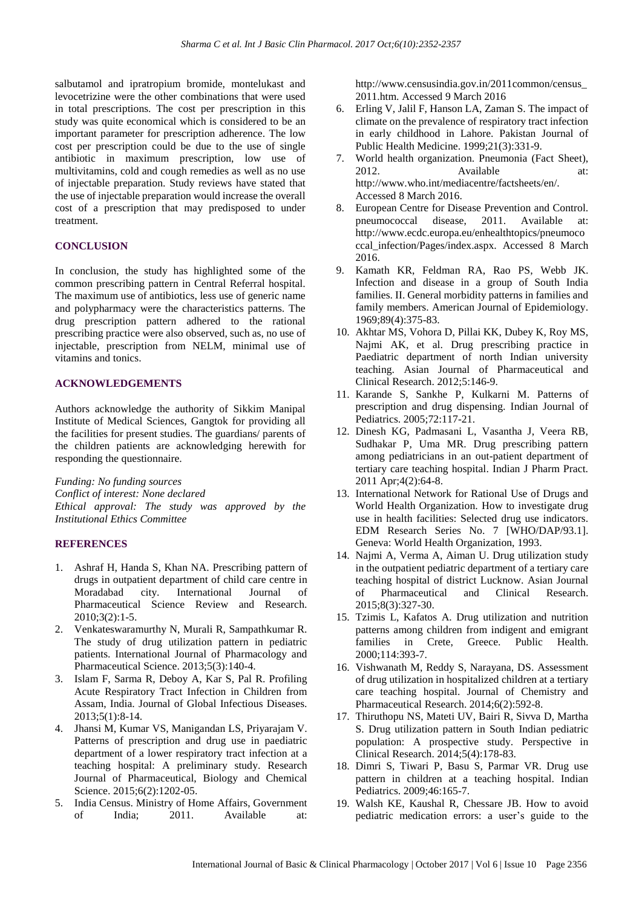salbutamol and ipratropium bromide, montelukast and levocetrizine were the other combinations that were used in total prescriptions. The cost per prescription in this study was quite economical which is considered to be an important parameter for prescription adherence. The low cost per prescription could be due to the use of single antibiotic in maximum prescription, low use of multivitamins, cold and cough remedies as well as no use of injectable preparation. Study reviews have stated that the use of injectable preparation would increase the overall cost of a prescription that may predisposed to under treatment.

## CONCLUSION

In conclusion, the study has highlighted some of the common prescribing pattern in Central Referral hospital. The maximum use of antibiotics, less use of generic name and polypharmacy were the characteristics patterns. The drug prescription pattern adhered to the rational prescribing practice were also observed, such as, no use of injectable, prescription from NELM, minimal use of vitamins and tonics.

## ACKNOWLEDGEMENTS

Authors acknowledge the authority of Sikkim Manipal Institute of Medical Sciences, Gangtok for providing all the facilities for present studies. The guardians/ parents of the children patients are acknowledging herewith for responding the questionnaire.

*Funding: No funding sources*
*Conflict of interest: None declared*
*Ethical approval: The study was approved by the Institutional Ethics Committee*

## REFERENCES

1. Ashraf H, Handa S, Khan NA. Prescribing pattern of drugs in outpatient department of child care centre in Moradabad city. International Journal of Pharmaceutical Science Review and Research. 2010;3(2):1-5.
2. Venkateswaramurthy N, Murali R, Sampathkumar R. The study of drug utilization pattern in pediatric patients. International Journal of Pharmacology and Pharmaceutical Science. 2013;5(3):140-4.
3. Islam F, Sarma R, Deboy A, Kar S, Pal R. Profiling Acute Respiratory Tract Infection in Children from Assam, India. Journal of Global Infectious Diseases. 2013;5(1):8-14.
4. Jhansi M, Kumar VS, Manigandan LS, Priyarajam V. Patterns of prescription and drug use in paediatric department of a lower respiratory tract infection at a teaching hospital: A preliminary study. Research Journal of Pharmaceutical, Biology and Chemical Science. 2015;6(2):1202-05.
5. India Census. Ministry of Home Affairs, Government of India; 2011. Available at: http://www.censusindia.gov.in/2011common/census_2011.htm. Accessed 9 March 2016
6. Erling V, Jalil F, Hanson LA, Zaman S. The impact of climate on the prevalence of respiratory tract infection in early childhood in Lahore. Pakistan Journal of Public Health Medicine. 1999;21(3):331-9.
7. World health organization. Pneumonia (Fact Sheet), 2012. Available at: http://www.who.int/mediacentre/factsheets/en/. Accessed 8 March 2016.
8. European Centre for Disease Prevention and Control. pneumococcal disease, 2011. Available at: http://www.ecdc.europa.eu/enhealthtopics/pneumococcal_infection/Pages/index.aspx. Accessed 8 March 2016.
9. Kamath KR, Feldman RA, Rao PS, Webb JK. Infection and disease in a group of South India families. II. General morbidity patterns in families and family members. American Journal of Epidemiology. 1969;89(4):375-83.
10. Akhtar MS, Vohora D, Pillai KK, Dubey K, Roy MS, Najmi AK, et al. Drug prescribing practice in Paediatric department of north Indian university teaching. Asian Journal of Pharmaceutical and Clinical Research. 2012;5:146-9.
11. Karande S, Sankhe P, Kulkarni M. Patterns of prescription and drug dispensing. Indian Journal of Pediatrics. 2005;72:117-21.
12. Dinesh KG, Padmasani L, Vasantha J, Veera RB, Sudhakar P, Uma MR. Drug prescribing pattern among pediatricians in an out-patient department of tertiary care teaching hospital. Indian J Pharm Pract. 2011 Apr;4(2):64-8.
13. International Network for Rational Use of Drugs and World Health Organization. How to investigate drug use in health facilities: Selected drug use indicators. EDM Research Series No. 7 [WHO/DAP/93.1]. Geneva: World Health Organization, 1993.
14. Najmi A, Verma A, Aiman U. Drug utilization study in the outpatient pediatric department of a tertiary care teaching hospital of district Lucknow. Asian Journal of Pharmaceutical and Clinical Research. 2015;8(3):327-30.
15. Tzimis L, Kafatos A. Drug utilization and nutrition patterns among children from indigent and emigrant families in Crete, Greece. Public Health. 2000;114:393-7.
16. Vishwanath M, Reddy S, Narayana, DS. Assessment of drug utilization in hospitalized children at a tertiary care teaching hospital. Journal of Chemistry and Pharmaceutical Research. 2014;6(2):592-8.
17. Thiruthopu NS, Mateti UV, Bairi R, Sivva D, Martha S. Drug utilization pattern in South Indian pediatric population: A prospective study. Perspective in Clinical Research. 2014;5(4):178-83.
18. Dimri S, Tiwari P, Basu S, Parmar VR. Drug use pattern in children at a teaching hospital. Indian Pediatrics. 2009;46:165-7.
19. Walsh KE, Kaushal R, Chessare JB. How to avoid pediatric medication errors: a user's guide to the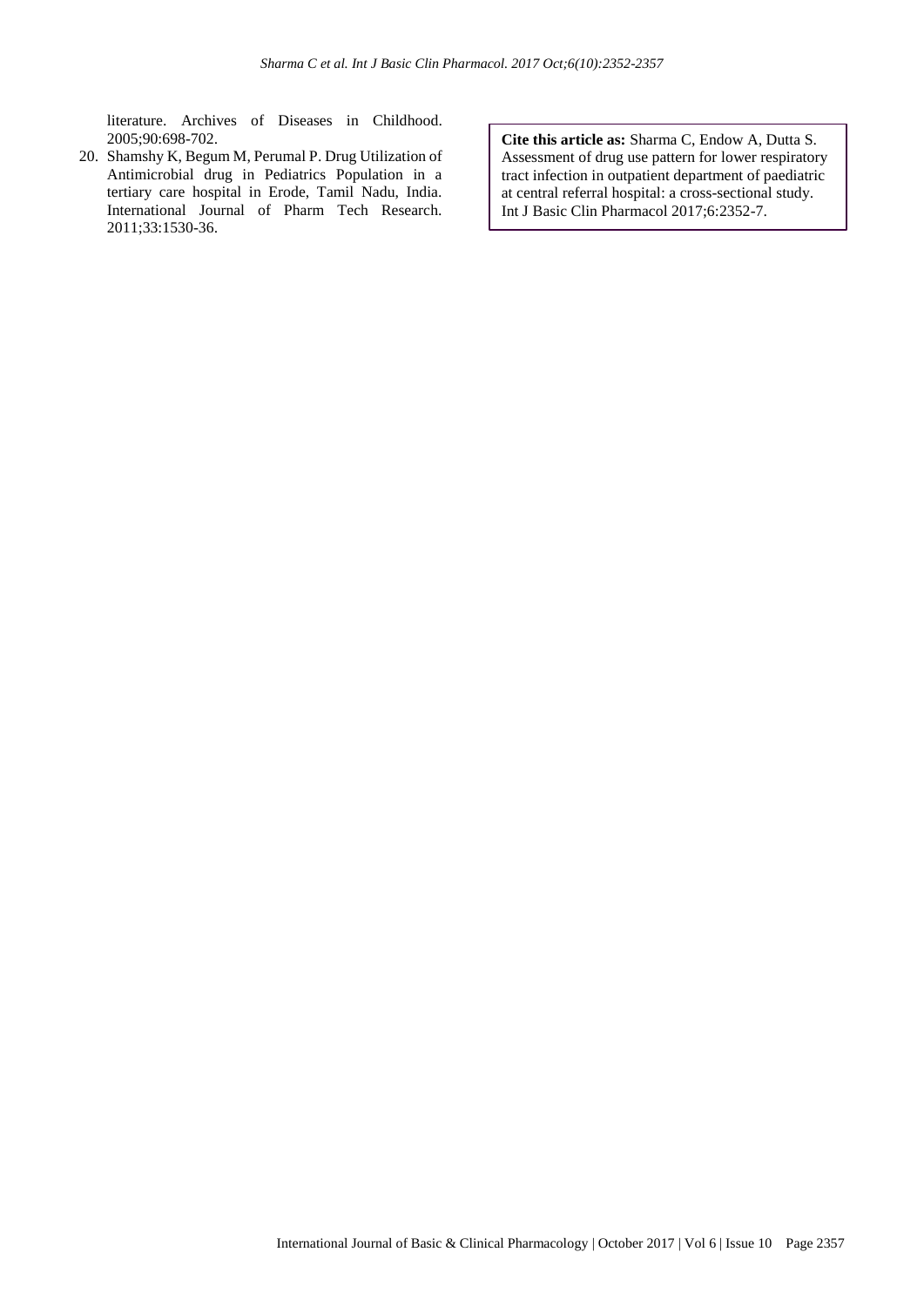literature. Archives of Diseases in Childhood. 2005;90:698-702.

20. Shamshy K, Begum M, Perumal P. Drug Utilization of Antimicrobial drug in Pediatrics Population in a tertiary care hospital in Erode, Tamil Nadu, India. International Journal of Pharm Tech Research. 2011;33:1530-36.

**Cite this article as:** Sharma C, Endow A, Dutta S. Assessment of drug use pattern for lower respiratory tract infection in outpatient department of paediatric at central referral hospital: a cross-sectional study. Int J Basic Clin Pharmacol 2017;6:2352-7.